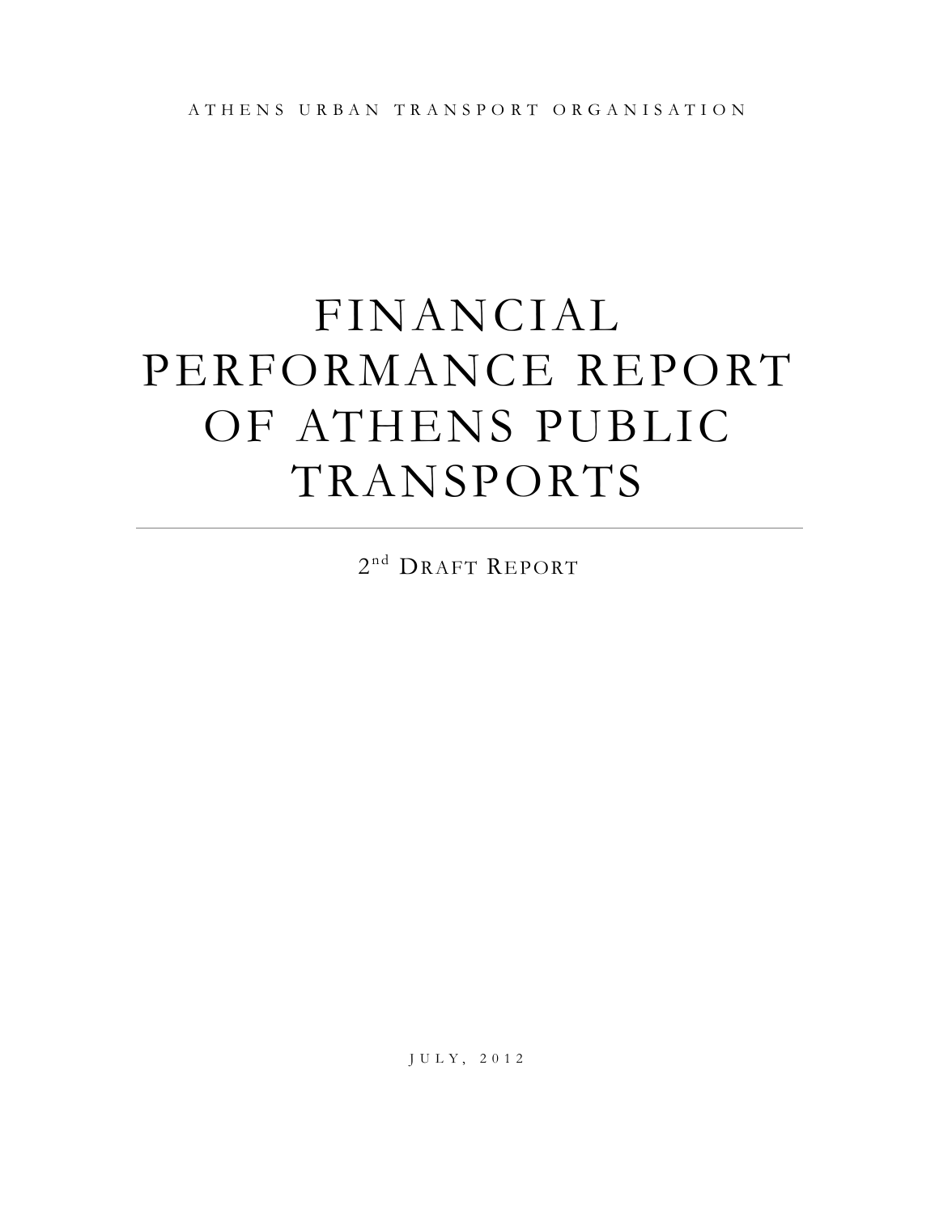ATHENS URBAN TRANSPORT ORGANISATION

# FINANCIAL PERFORMANCE REPORT OF ATHENS PUBLIC TRANSPORTS

2nd Draft Report

JULY, 2012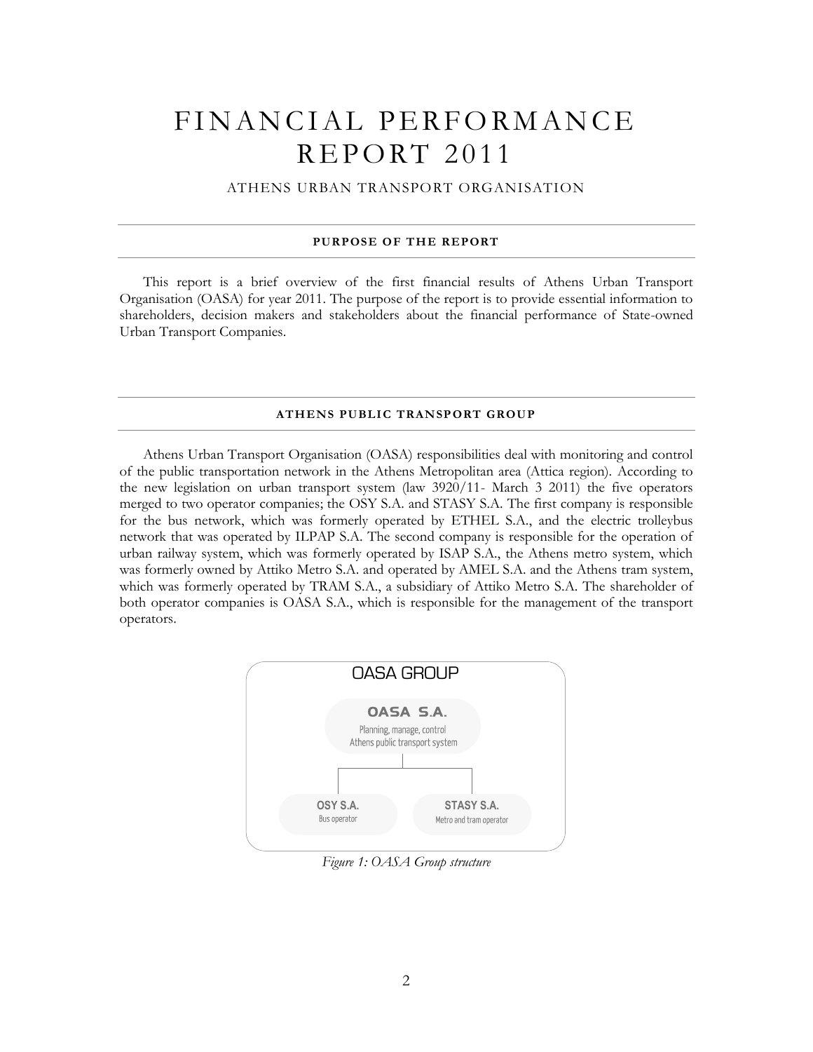# FINANCIAL PERFORMANCE REPORT 2011

ATHENS URBAN TRANSPORT ORGANISATION

## PURPOSE OF THE REPORT

This report is a brief overview of the first financial results of Athens Urban Transport Organisation (OASA) for year 2011. The purpose of the report is to provide essential information to shareholders, decision makers and stakeholders about the financial performance of State-owned Urban Transport Companies.

## ATHENS PUBLIC TRANSPORT GROUP

Athens Urban Transport Organisation (OASA) responsibilities deal with monitoring and control of the public transportation network in the Athens Metropolitan area (Attica region). According to the new legislation on urban transport system (law 3920/11- March 3 2011) the five operators merged to two operator companies; the OSY S.A. and STASY S.A. The first company is responsible for the bus network, which was formerly operated by ETHEL S.A., and the electric trolleybus network that was operated by ILPAP S.A. The second company is responsible for the operation of urban railway system, which was formerly operated by ISAP S.A., the Athens metro system, which was formerly owned by Attiko Metro S.A. and operated by AMEL S.A. and the Athens tram system, which was formerly operated by TRAM S.A., a subsidiary of Attiko Metro S.A. The shareholder of both operator companies is OASA S.A., which is responsible for the management of the transport operators.

OASA GROUP

OASA S.A.
Planning, manage, control Athens public transport system

OSY S.A. – Bus operator

STASY S.A. – Metro and tram operator

*Figure 1: OASA Group structure*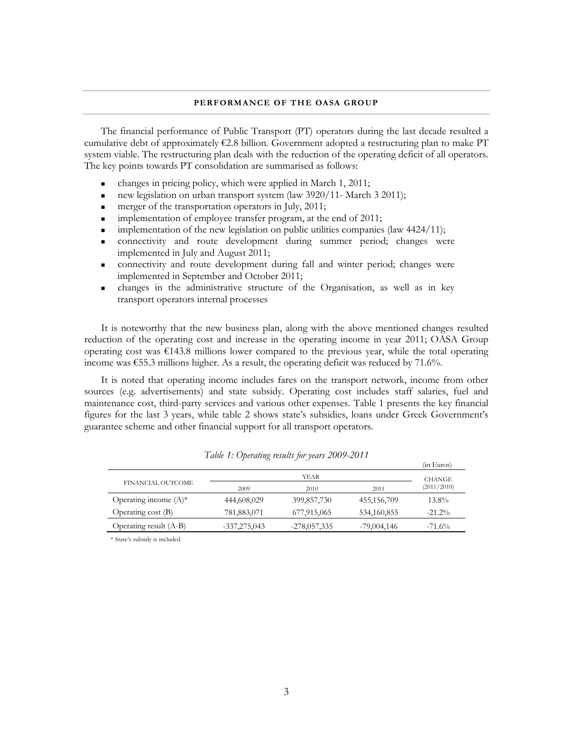## PERFORMANCE OF THE OASA GROUP

The financial performance of Public Transport (PT) operators during the last decade resulted a cumulative debt of approximately €2.8 billion. Government adopted a restructuring plan to make PT system viable. The restructuring plan deals with the reduction of the operating deficit of all operators. The key points towards PT consolidation are summarised as follows:

- changes in pricing policy, which were applied in March 1, 2011;
- new legislation on urban transport system (law 3920/11- March 3 2011);
- merger of the transportation operators in July, 2011;
- implementation of employee transfer program, at the end of 2011;
- implementation of the new legislation on public utilities companies (law 4424/11);
- connectivity and route development during summer period; changes were implemented in July and August 2011;
- connectivity and route development during fall and winter period; changes were implemented in September and October 2011;
- changes in the administrative structure of the Organisation, as well as in key transport operators internal processes

It is noteworthy that the new business plan, along with the above mentioned changes resulted reduction of the operating cost and increase in the operating income in year 2011; OASA Group operating cost was €143.8 millions lower compared to the previous year, while the total operating income was €55.3 millions higher. As a result, the operating deficit was reduced by 71.6%.

It is noted that operating income includes fares on the transport network, income from other sources (e.g. advertisements) and state subsidy. Operating cost includes staff salaries, fuel and maintenance cost, third-party services and various other expenses. Table 1 presents the key financial figures for the last 3 years, while table 2 shows state's subsidies, loans under Greek Government's guarantee scheme and other financial support for all transport operators.

*Table 1: Operating results for years 2009-2011*

(in Euros)

| FINANCIAL OUTCOME | YEAR | | | CHANGE |
|---|---|---|---|---|
| | 2009 | 2010 | 2011 | (2011/2010) |
| Operating income (A)* | 444,608,029 | 399,857,730 | 455,156,709 | 13.8% |
| Operating cost (B) | 781,883,071 | 677,915,065 | 534,160,855 | -21.2% |
| Operating result (A-B) | -337,275,043 | -278,057,335 | -79,004,146 | -71.6% |

* State's subsidy is included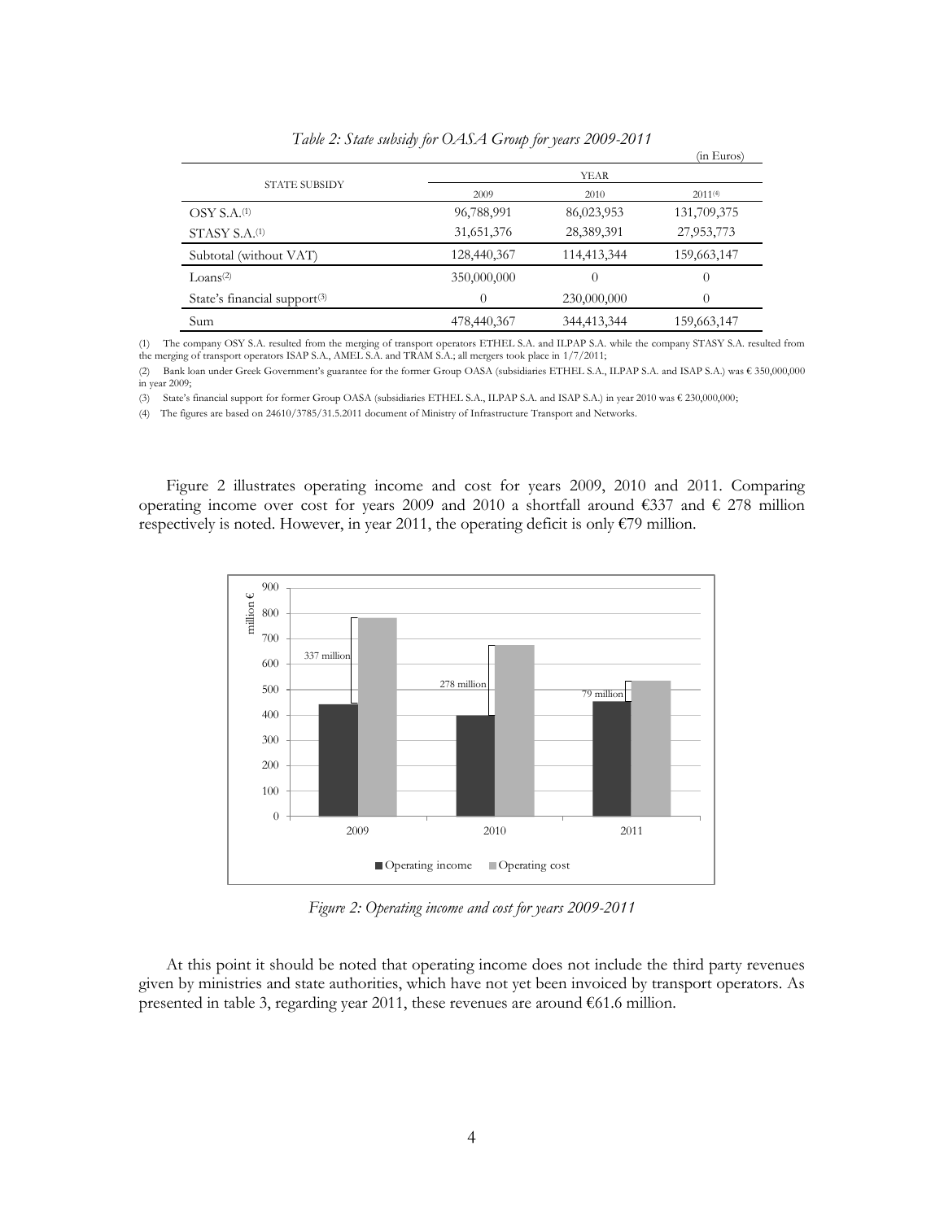*Table 2: State subsidy for OASA Group for years 2009-2011*

(in Euros)

| STATE SUBSIDY | YEAR | | |
|---|---|---|---|
| | 2009 | 2010 | 2011[4] |
| OSY S.A.[1] | 96,788,991 | 86,023,953 | 131,709,375 |
| STASY S.A.[1] | 31,651,376 | 28,389,391 | 27,953,773 |
| Subtotal (without VAT) | 128,440,367 | 114,413,344 | 159,663,147 |
| Loans[2] | 350,000,000 | 0 | 0 |
| State's financial support[3] | 0 | 230,000,000 | 0 |
| Sum | 478,440,367 | 344,413,344 | 159,663,147 |

(1) The company OSY S.A. resulted from the merging of transport operators ETHEL S.A. and ILPAP S.A. while the company STASY S.A. resulted from the merging of transport operators ISAP S.A., AMEL S.A. and TRAM S.A.; all mergers took place in 1/7/2011;

(2) Bank loan under Greek Government's guarantee for the former Group OASA (subsidiaries ETHEL S.A., ILPAP S.A. and ISAP S.A.) was € 350,000,000 in year 2009;

(3) State's financial support for former Group OASA (subsidiaries ETHEL S.A., ILPAP S.A. and ISAP S.A.) in year 2010 was € 230,000,000;

(4) The figures are based on 24610/3785/31.5.2011 document of Ministry of Infrastructure Transport and Networks.

Figure 2 illustrates operating income and cost for years 2009, 2010 and 2011. Comparing operating income over cost for years 2009 and 2010 a shortfall around €337 and € 278 million respectively is noted. However, in year 2011, the operating deficit is only €79 million.

*Figure 2: Operating income and cost for years 2009-2011*

At this point it should be noted that operating income does not include the third party revenues given by ministries and state authorities, which have not yet been invoiced by transport operators. As presented in table 3, regarding year 2011, these revenues are around €61.6 million.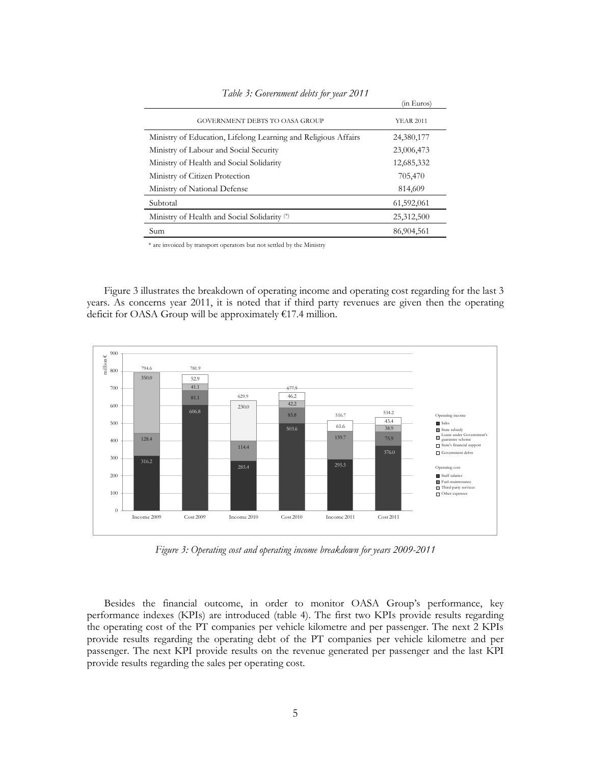*Table 3: Government debts for year 2011*

(in Euros)

| GOVERNMENT DEBTS TO OASA GROUP | YEAR 2011 |
|---|---|
| Ministry of Education, Lifelong Learning and Religious Affairs | 24,380,177 |
| Ministry of Labour and Social Security | 23,006,473 |
| Ministry of Health and Social Solidarity | 12,685,332 |
| Ministry of Citizen Protection | 705,470 |
| Ministry of National Defense | 814,609 |
| Subtotal | 61,592,061 |
| Ministry of Health and Social Solidarity (*) | 25,312,500 |
| Sum | 86,904,561 |

* are invoiced by transport operators but not settled by the Ministry

Figure 3 illustrates the breakdown of operating income and operating cost regarding for the last 3 years. As concerns year 2011, it is noted that if third party revenues are given then the operating deficit for OASA Group will be approximately €17.4 million.

*Figure 3: Operating cost and operating income breakdown for years 2009-2011*

Besides the financial outcome, in order to monitor OASA Group's performance, key performance indexes (KPIs) are introduced (table 4). The first two KPIs provide results regarding the operating cost of the PT companies per vehicle kilometre and per passenger. The next 2 KPIs provide results regarding the operating debt of the PT companies per vehicle kilometre and per passenger. The next KPI provide results on the revenue generated per passenger and the last KPI provide results regarding the sales per operating cost.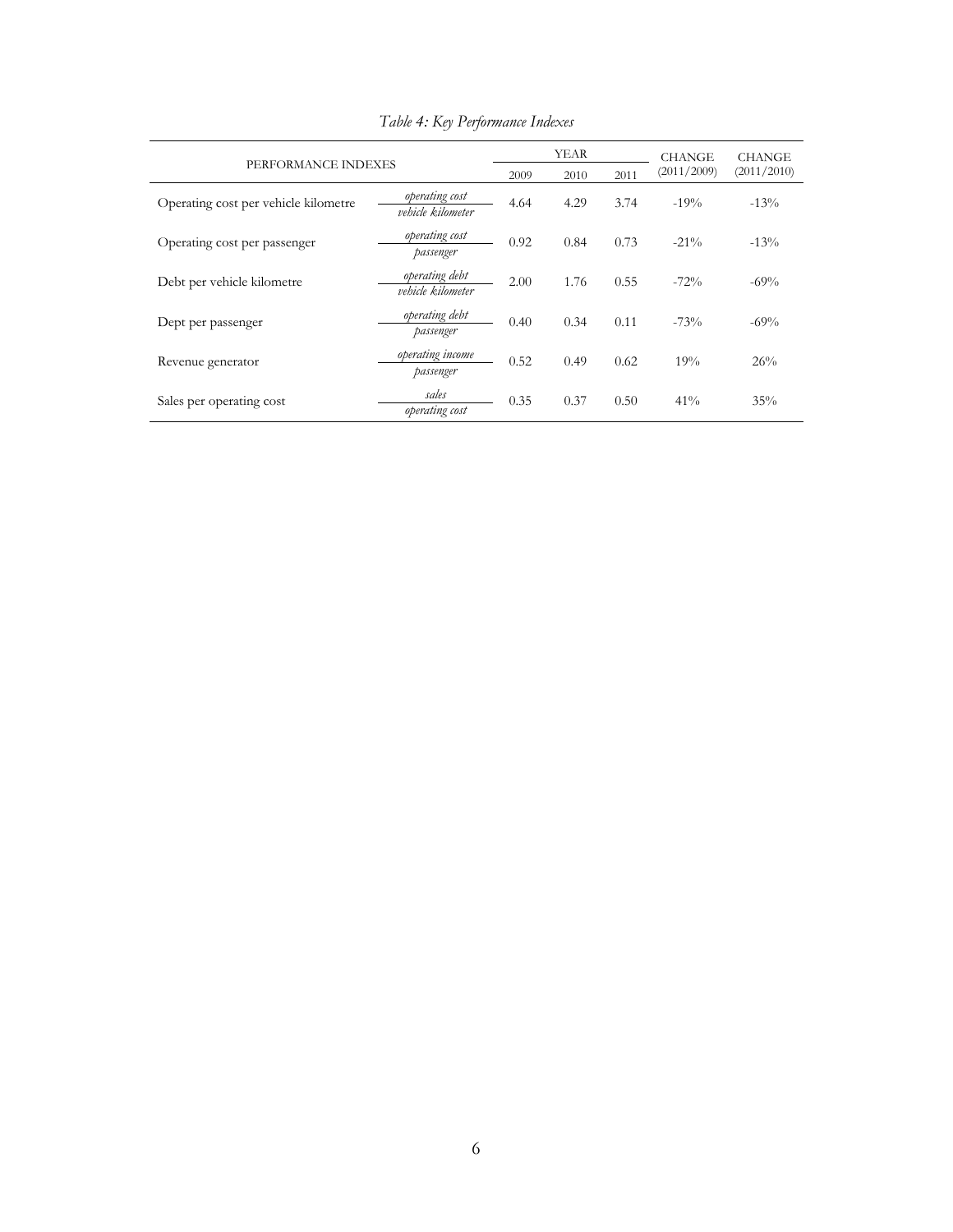*Table 4: Key Performance Indexes*

| PERFORMANCE INDEXES | | YEAR | | | CHANGE (2011/2009) | CHANGE (2011/2010) |
|---|---|---|---|---|---|---|
| | | 2009 | 2010 | 2011 | | |
| Operating cost per vehicle kilometre | $\frac{\textit{operating cost}}{\textit{vehicle kilometer}}$ | 4.64 | 4.29 | 3.74 | -19% | -13% |
| Operating cost per passenger | $\frac{\textit{operating cost}}{\textit{passenger}}$ | 0.92 | 0.84 | 0.73 | -21% | -13% |
| Debt per vehicle kilometre | $\frac{\textit{operating debt}}{\textit{vehicle kilometer}}$ | 2.00 | 1.76 | 0.55 | -72% | -69% |
| Dept per passenger | $\frac{\textit{operating debt}}{\textit{passenger}}$ | 0.40 | 0.34 | 0.11 | -73% | -69% |
| Revenue generator | $\frac{\textit{operating income}}{\textit{passenger}}$ | 0.52 | 0.49 | 0.62 | 19% | 26% |
| Sales per operating cost | $\frac{\textit{sales}}{\textit{operating cost}}$ | 0.35 | 0.37 | 0.50 | 41% | 35% |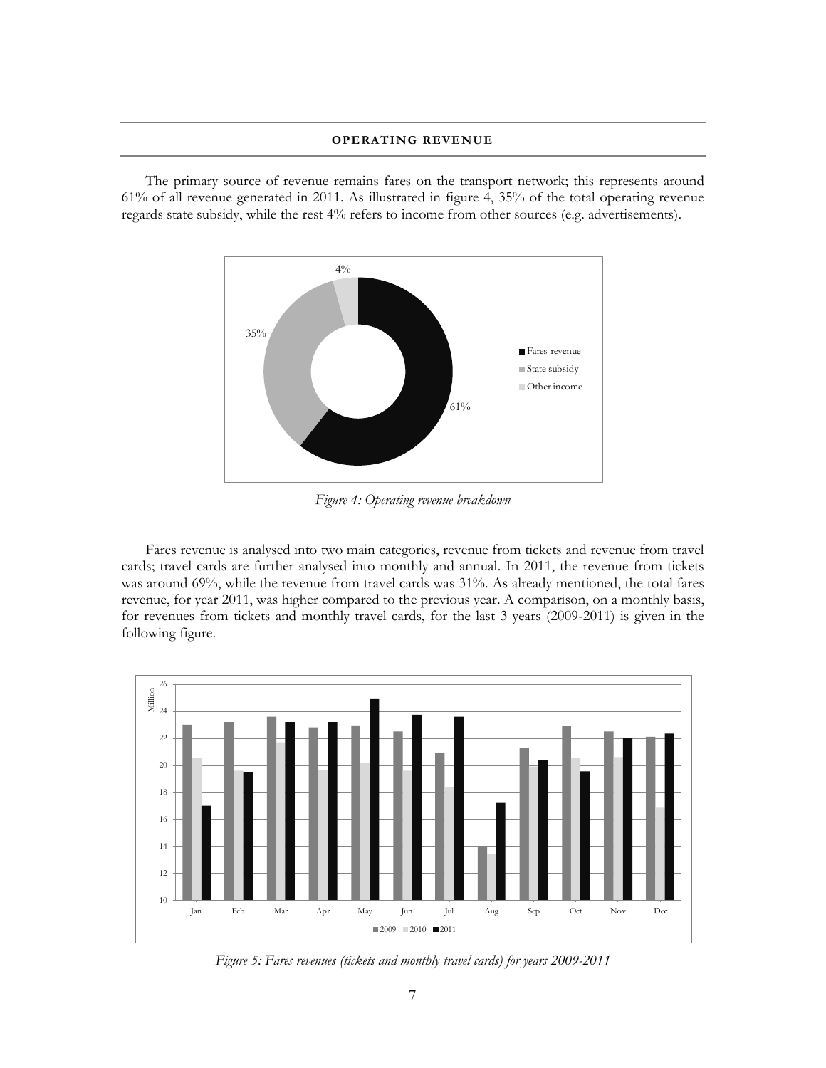## OPERATING REVENUE

The primary source of revenue remains fares on the transport network; this represents around 61% of all revenue generated in 2011. As illustrated in figure 4, 35% of the total operating revenue regards state subsidy, while the rest 4% refers to income from other sources (e.g. advertisements).

*Figure 4: Operating revenue breakdown*

Fares revenue is analysed into two main categories, revenue from tickets and revenue from travel cards; travel cards are further analysed into monthly and annual. In 2011, the revenue from tickets was around 69%, while the revenue from travel cards was 31%. As already mentioned, the total fares revenue, for year 2011, was higher compared to the previous year. A comparison, on a monthly basis, for revenues from tickets and monthly travel cards, for the last 3 years (2009-2011) is given in the following figure.

*Figure 5: Fares revenues (tickets and monthly travel cards) for years 2009-2011*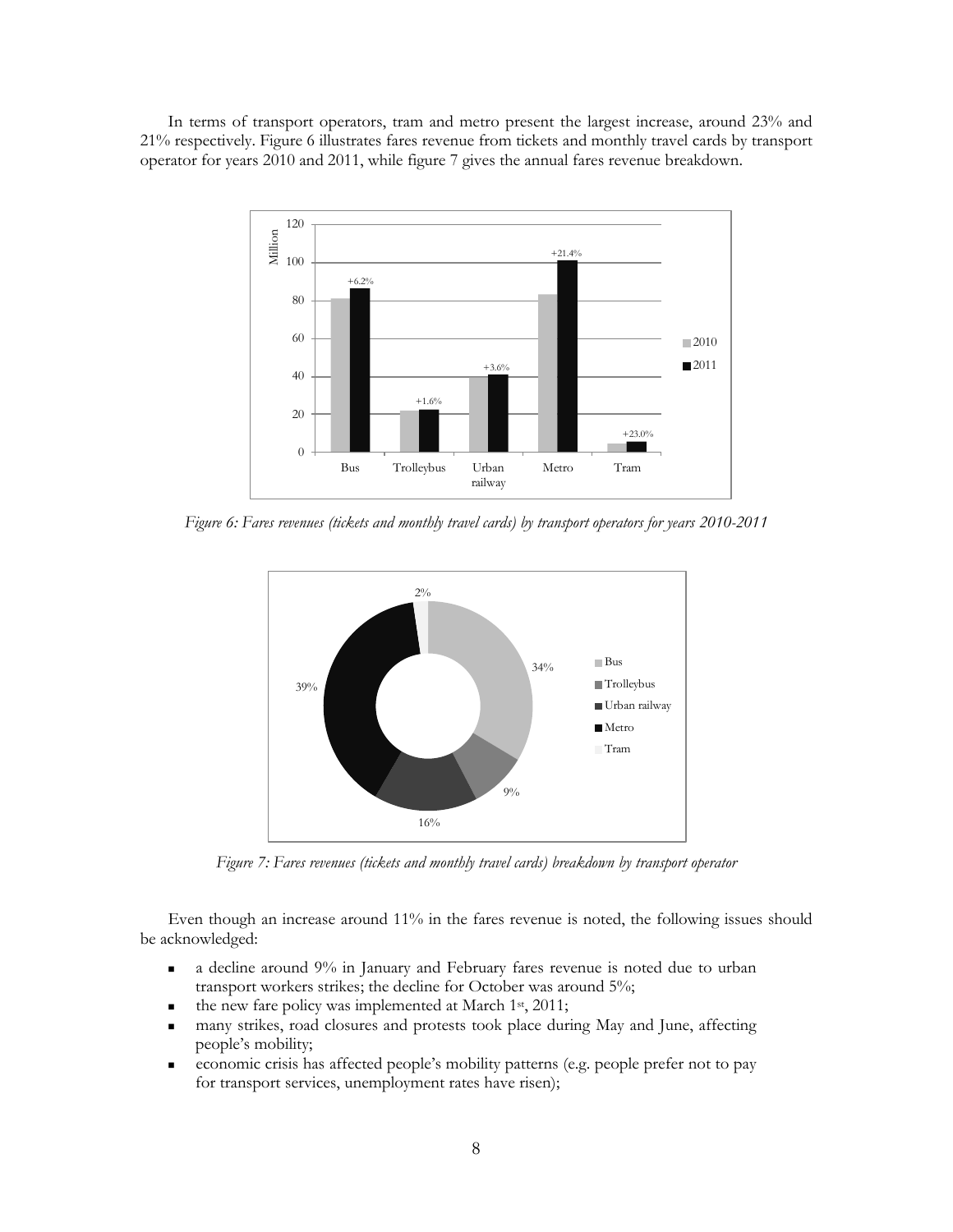In terms of transport operators, tram and metro present the largest increase, around 23% and 21% respectively. Figure 6 illustrates fares revenue from tickets and monthly travel cards by transport operator for years 2010 and 2011, while figure 7 gives the annual fares revenue breakdown.

*Figure 6: Fares revenues (tickets and monthly travel cards) by transport operators for years 2010-2011*

*Figure 7: Fares revenues (tickets and monthly travel cards) breakdown by transport operator*

Even though an increase around 11% in the fares revenue is noted, the following issues should be acknowledged:

- a decline around 9% in January and February fares revenue is noted due to urban transport workers strikes; the decline for October was around 5%;
- the new fare policy was implemented at March 1st, 2011;
- many strikes, road closures and protests took place during May and June, affecting people's mobility;
- economic crisis has affected people's mobility patterns (e.g. people prefer not to pay for transport services, unemployment rates have risen);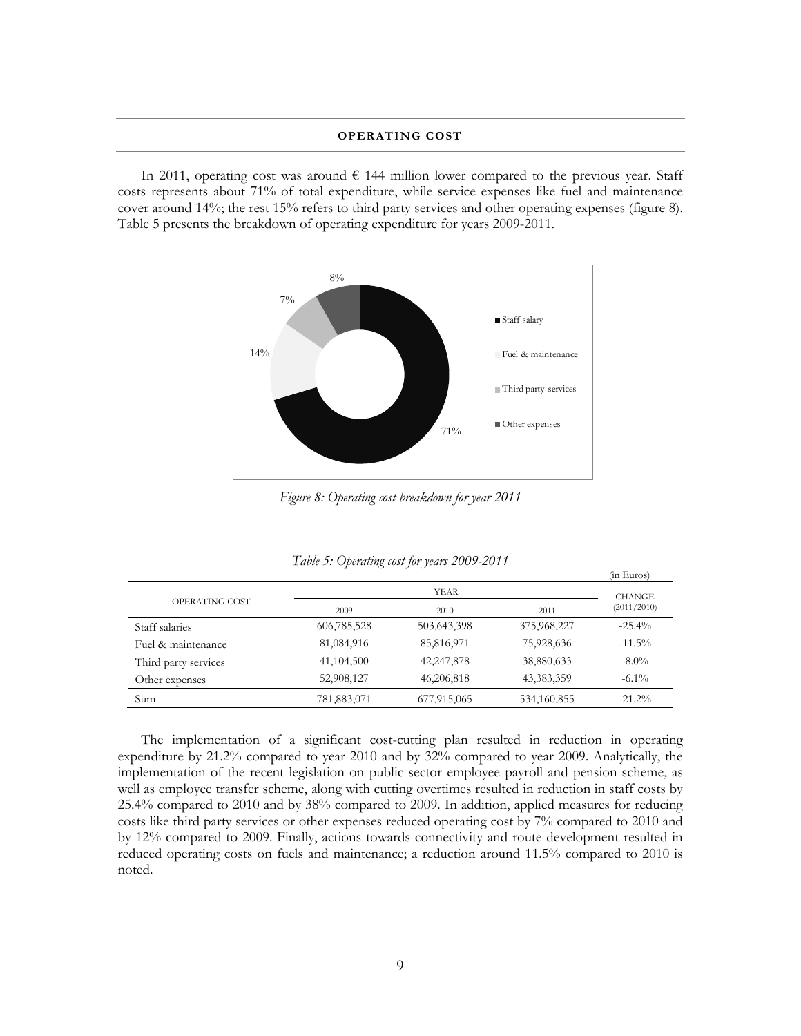## OPERATING COST

In 2011, operating cost was around € 144 million lower compared to the previous year. Staff costs represents about 71% of total expenditure, while service expenses like fuel and maintenance cover around 14%; the rest 15% refers to third party services and other operating expenses (figure 8). Table 5 presents the breakdown of operating expenditure for years 2009-2011.

*Figure 8: Operating cost breakdown for year 2011*

*Table 5: Operating cost for years 2009-2011*

(in Euros)

| OPERATING COST | YEAR | | | CHANGE (2011/2010) |
|---|---|---|---|---|
| | 2009 | 2010 | 2011 | |
| Staff salaries | 606,785,528 | 503,643,398 | 375,968,227 | -25.4% |
| Fuel & maintenance | 81,084,916 | 85,816,971 | 75,928,636 | -11.5% |
| Third party services | 41,104,500 | 42,247,878 | 38,880,633 | -8.0% |
| Other expenses | 52,908,127 | 46,206,818 | 43,383,359 | -6.1% |
| Sum | 781,883,071 | 677,915,065 | 534,160,855 | -21.2% |

The implementation of a significant cost-cutting plan resulted in reduction in operating expenditure by 21.2% compared to year 2010 and by 32% compared to year 2009. Analytically, the implementation of the recent legislation on public sector employee payroll and pension scheme, as well as employee transfer scheme, along with cutting overtimes resulted in reduction in staff costs by 25.4% compared to 2010 and by 38% compared to 2009. In addition, applied measures for reducing costs like third party services or other expenses reduced operating cost by 7% compared to 2010 and by 12% compared to 2009. Finally, actions towards connectivity and route development resulted in reduced operating costs on fuels and maintenance; a reduction around 11.5% compared to 2010 is noted.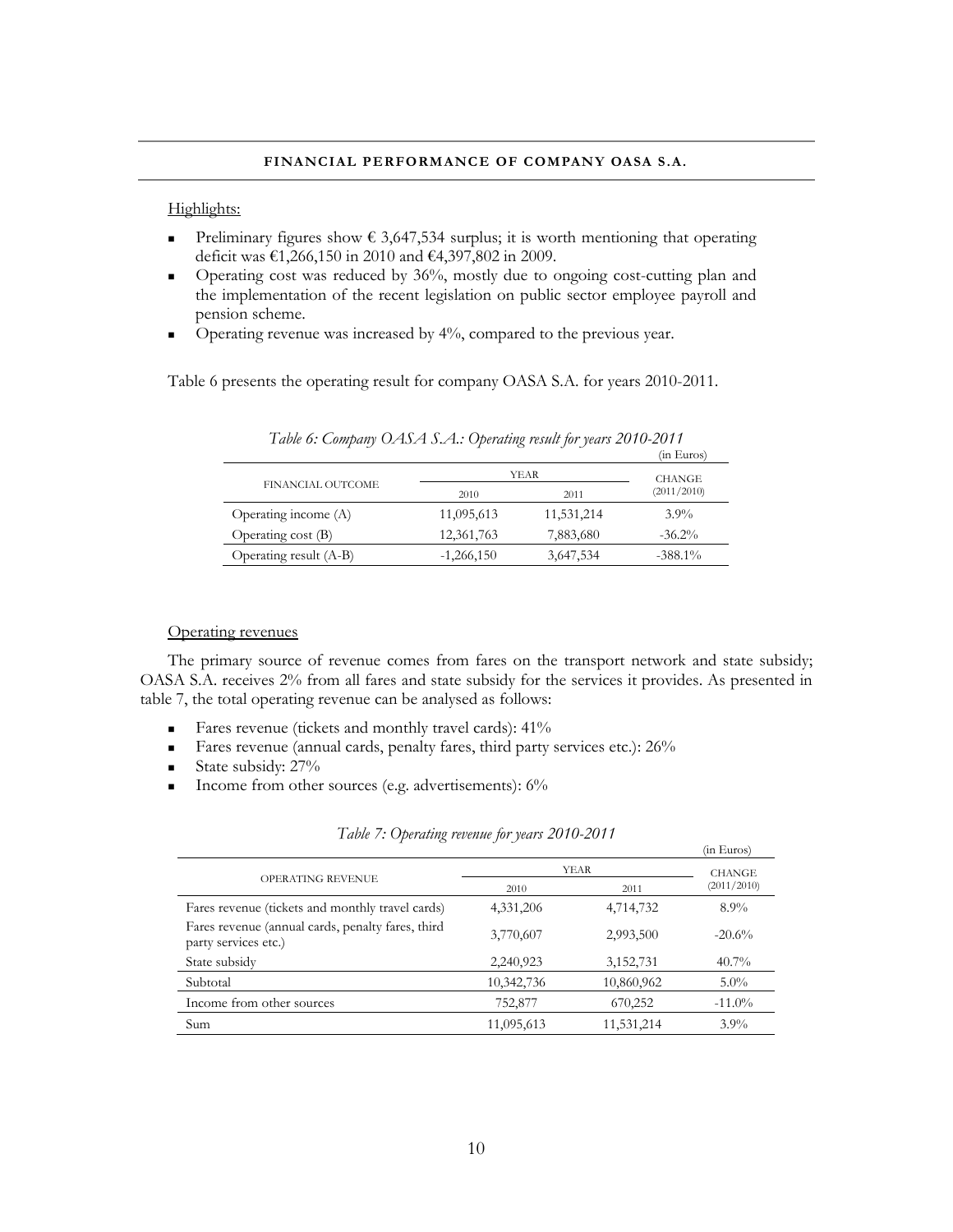## FINANCIAL PERFORMANCE OF COMPANY OASA S.A.

Highlights:

- Preliminary figures show € 3,647,534 surplus; it is worth mentioning that operating deficit was €1,266,150 in 2010 and €4,397,802 in 2009.
- Operating cost was reduced by 36%, mostly due to ongoing cost-cutting plan and the implementation of the recent legislation on public sector employee payroll and pension scheme.
- Operating revenue was increased by 4%, compared to the previous year.

Table 6 presents the operating result for company OASA S.A. for years 2010-2011.

*Table 6: Company OASA S.A.: Operating result for years 2010-2011*

(in Euros)

| FINANCIAL OUTCOME | YEAR | | CHANGE (2011/2010) |
|---|---|---|---|
| | 2010 | 2011 | |
| Operating income (A) | 11,095,613 | 11,531,214 | 3.9% |
| Operating cost (B) | 12,361,763 | 7,883,680 | -36.2% |
| Operating result (A-B) | -1,266,150 | 3,647,534 | -388.1% |

Operating revenues

The primary source of revenue comes from fares on the transport network and state subsidy; OASA S.A. receives 2% from all fares and state subsidy for the services it provides. As presented in table 7, the total operating revenue can be analysed as follows:

- Fares revenue (tickets and monthly travel cards): 41%
- Fares revenue (annual cards, penalty fares, third party services etc.): 26%
- State subsidy: 27%
- Income from other sources (e.g. advertisements): 6%

*Table 7: Operating revenue for years 2010-2011*

(in Euros)

| OPERATING REVENUE | YEAR | | CHANGE (2011/2010) |
|---|---|---|---|
| | 2010 | 2011 | |
| Fares revenue (tickets and monthly travel cards) | 4,331,206 | 4,714,732 | 8.9% |
| Fares revenue (annual cards, penalty fares, third party services etc.) | 3,770,607 | 2,993,500 | -20.6% |
| State subsidy | 2,240,923 | 3,152,731 | 40.7% |
| Subtotal | 10,342,736 | 10,860,962 | 5.0% |
| Income from other sources | 752,877 | 670,252 | -11.0% |
| Sum | 11,095,613 | 11,531,214 | 3.9% |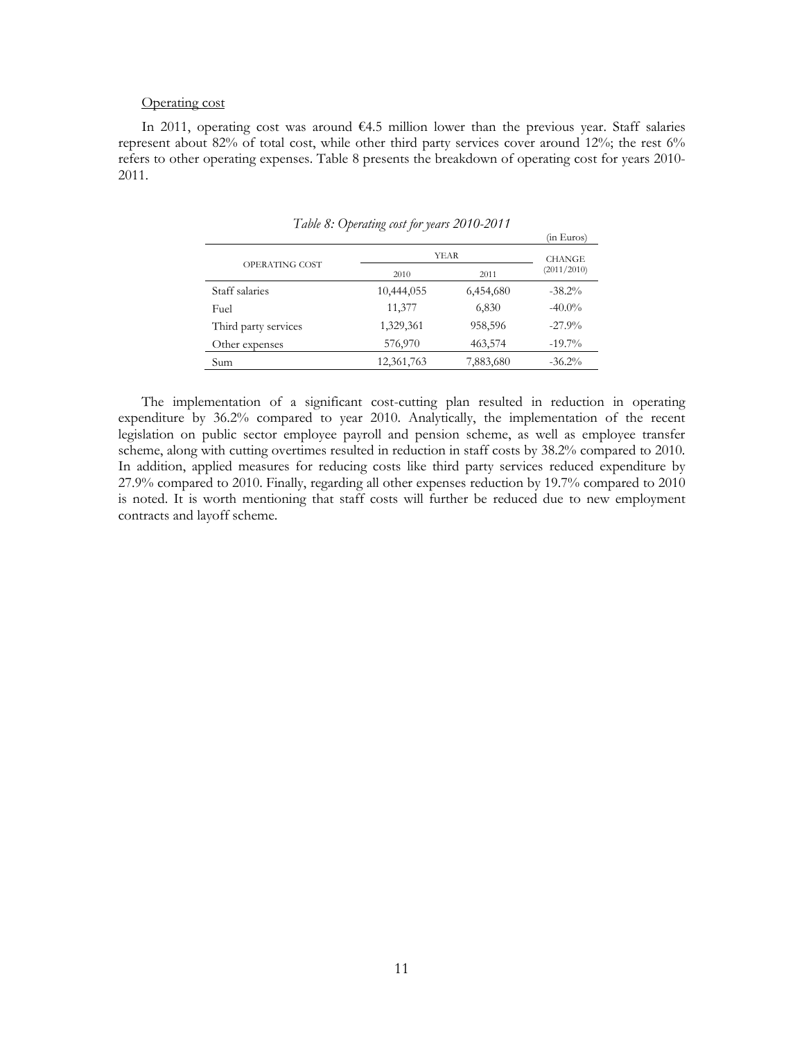Operating cost

In 2011, operating cost was around €4.5 million lower than the previous year. Staff salaries represent about 82% of total cost, while other third party services cover around 12%; the rest 6% refers to other operating expenses. Table 8 presents the breakdown of operating cost for years 2010-2011.

*Table 8: Operating cost for years 2010-2011*

(in Euros)

| OPERATING COST | YEAR | | CHANGE (2011/2010) |
|---|---|---|---|
| | 2010 | 2011 | |
| Staff salaries | 10,444,055 | 6,454,680 | -38.2% |
| Fuel | 11,377 | 6,830 | -40.0% |
| Third party services | 1,329,361 | 958,596 | -27.9% |
| Other expenses | 576,970 | 463,574 | -19.7% |
| Sum | 12,361,763 | 7,883,680 | -36.2% |

The implementation of a significant cost-cutting plan resulted in reduction in operating expenditure by 36.2% compared to year 2010. Analytically, the implementation of the recent legislation on public sector employee payroll and pension scheme, as well as employee transfer scheme, along with cutting overtimes resulted in reduction in staff costs by 38.2% compared to 2010. In addition, applied measures for reducing costs like third party services reduced expenditure by 27.9% compared to 2010. Finally, regarding all other expenses reduction by 19.7% compared to 2010 is noted. It is worth mentioning that staff costs will further be reduced due to new employment contracts and layoff scheme.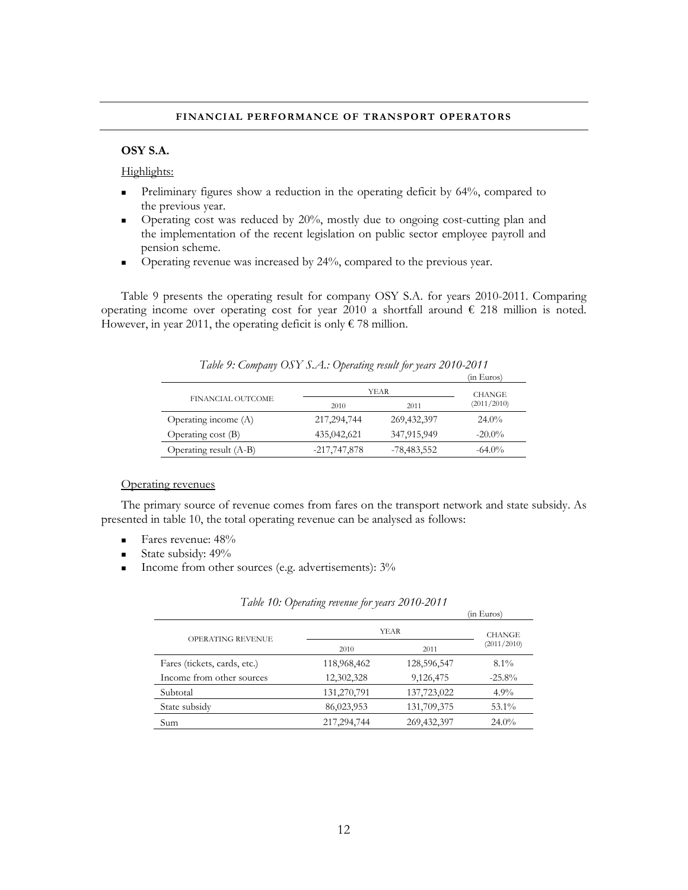## OSY S.A.

Highlights:

- Preliminary figures show a reduction in the operating deficit by 64%, compared to the previous year.
- Operating cost was reduced by 20%, mostly due to ongoing cost-cutting plan and the implementation of the recent legislation on public sector employee payroll and pension scheme.
- Operating revenue was increased by 24%, compared to the previous year.

Table 9 presents the operating result for company OSY S.A. for years 2010-2011. Comparing operating income over operating cost for year 2010 a shortfall around € 218 million is noted. However, in year 2011, the operating deficit is only € 78 million.

*Table 9: Company OSY S.A.: Operating result for years 2010-2011*

(in Euros)

| FINANCIAL OUTCOME | YEAR | | CHANGE (2011/2010) |
|---|---|---|---|
| | 2010 | 2011 | |
| Operating income (A) | 217,294,744 | 269,432,397 | 24.0% |
| Operating cost (B) | 435,042,621 | 347,915,949 | -20.0% |
| Operating result (A-B) | -217,747,878 | -78,483,552 | -64.0% |

Operating revenues

The primary source of revenue comes from fares on the transport network and state subsidy. As presented in table 10, the total operating revenue can be analysed as follows:

- Fares revenue: 48%
- State subsidy: 49%
- Income from other sources (e.g. advertisements): 3%

*Table 10: Operating revenue for years 2010-2011*

(in Euros)

| OPERATING REVENUE | YEAR | | CHANGE (2011/2010) |
|---|---|---|---|
| | 2010 | 2011 | |
| Fares (tickets, cards, etc.) | 118,968,462 | 128,596,547 | 8.1% |
| Income from other sources | 12,302,328 | 9,126,475 | -25.8% |
| Subtotal | 131,270,791 | 137,723,022 | 4.9% |
| State subsidy | 86,023,953 | 131,709,375 | 53.1% |
| Sum | 217,294,744 | 269,432,397 | 24.0% |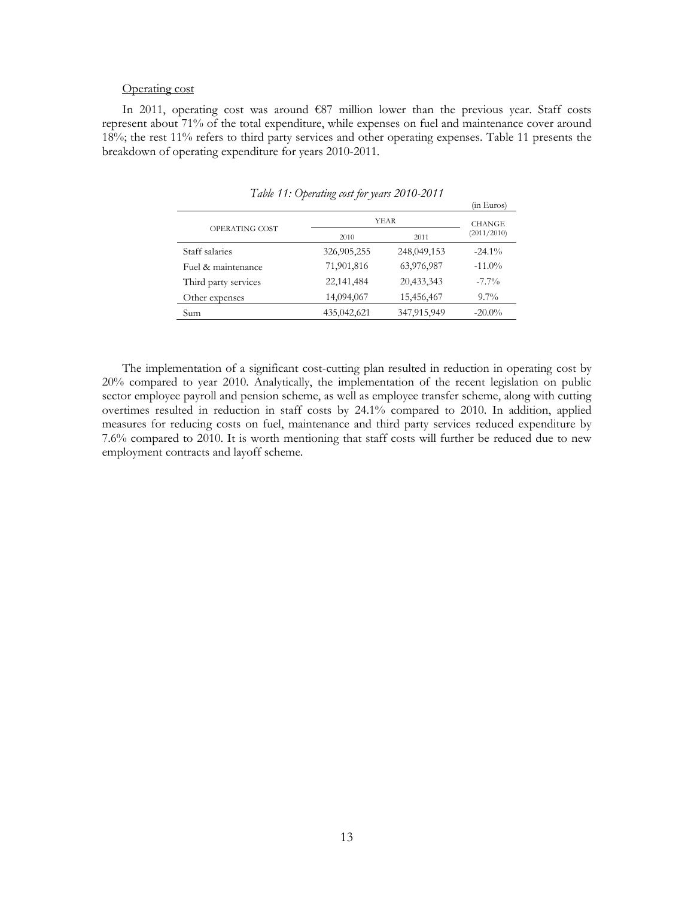Operating cost

In 2011, operating cost was around €87 million lower than the previous year. Staff costs represent about 71% of the total expenditure, while expenses on fuel and maintenance cover around 18%; the rest 11% refers to third party services and other operating expenses. Table 11 presents the breakdown of operating expenditure for years 2010-2011.

*Table 11: Operating cost for years 2010-2011*

(in Euros)

| OPERATING COST | YEAR | | CHANGE (2011/2010) |
|---|---|---|---|
| | 2010 | 2011 | |
| Staff salaries | 326,905,255 | 248,049,153 | -24.1% |
| Fuel & maintenance | 71,901,816 | 63,976,987 | -11.0% |
| Third party services | 22,141,484 | 20,433,343 | -7.7% |
| Other expenses | 14,094,067 | 15,456,467 | 9.7% |
| Sum | 435,042,621 | 347,915,949 | -20.0% |

The implementation of a significant cost-cutting plan resulted in reduction in operating cost by 20% compared to year 2010. Analytically, the implementation of the recent legislation on public sector employee payroll and pension scheme, as well as employee transfer scheme, along with cutting overtimes resulted in reduction in staff costs by 24.1% compared to 2010. In addition, applied measures for reducing costs on fuel, maintenance and third party services reduced expenditure by 7.6% compared to 2010. It is worth mentioning that staff costs will further be reduced due to new employment contracts and layoff scheme.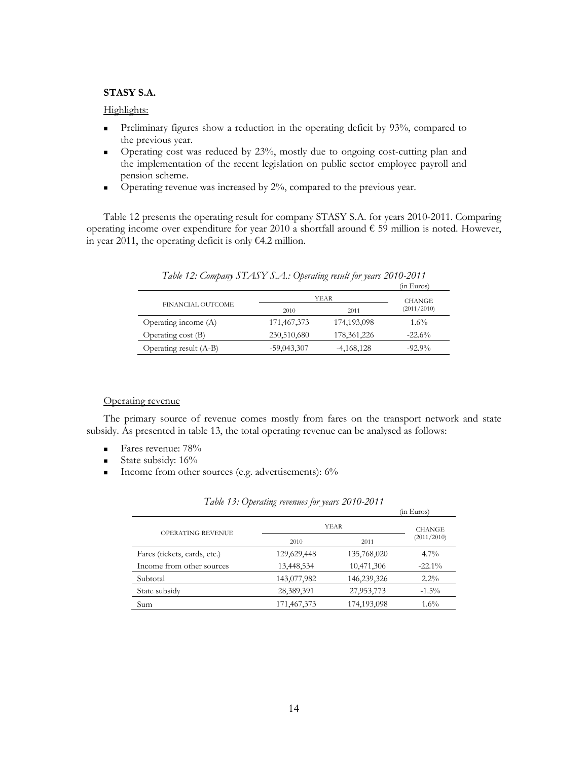**STASY S.A.**

Highlights:

- Preliminary figures show a reduction in the operating deficit by 93%, compared to the previous year.
- Operating cost was reduced by 23%, mostly due to ongoing cost-cutting plan and the implementation of the recent legislation on public sector employee payroll and pension scheme.
- Operating revenue was increased by 2%, compared to the previous year.

Table 12 presents the operating result for company STASY S.A. for years 2010-2011. Comparing operating income over expenditure for year 2010 a shortfall around € 59 million is noted. However, in year 2011, the operating deficit is only €4.2 million.

*Table 12: Company STASY S.A.: Operating result for years 2010-2011*

(in Euros)

| FINANCIAL OUTCOME | YEAR | | CHANGE |
|---|---|---|---|
| | 2010 | 2011 | (2011/2010) |
| Operating income (A) | 171,467,373 | 174,193,098 | 1.6% |
| Operating cost (B) | 230,510,680 | 178,361,226 | -22.6% |
| Operating result (A-B) | -59,043,307 | -4,168,128 | -92.9% |

Operating revenue

The primary source of revenue comes mostly from fares on the transport network and state subsidy. As presented in table 13, the total operating revenue can be analysed as follows:

- Fares revenue: 78%
- State subsidy: 16%
- Income from other sources (e.g. advertisements): 6%

*Table 13: Operating revenues for years 2010-2011*

(in Euros)

| OPERATING REVENUE | YEAR | | CHANGE |
|---|---|---|---|
| | 2010 | 2011 | (2011/2010) |
| Fares (tickets, cards, etc.) | 129,629,448 | 135,768,020 | 4.7% |
| Income from other sources | 13,448,534 | 10,471,306 | -22.1% |
| Subtotal | 143,077,982 | 146,239,326 | 2.2% |
| State subsidy | 28,389,391 | 27,953,773 | -1.5% |
| Sum | 171,467,373 | 174,193,098 | 1.6% |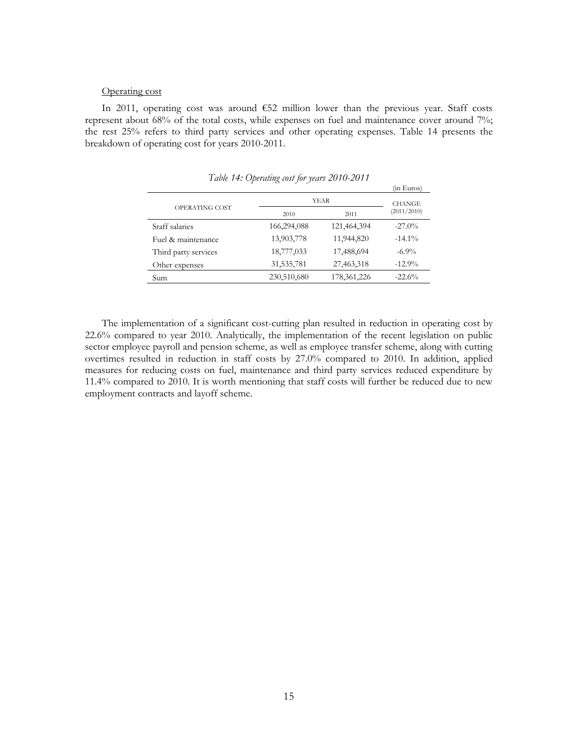Operating cost

In 2011, operating cost was around €52 million lower than the previous year. Staff costs represent about 68% of the total costs, while expenses on fuel and maintenance cover around 7%; the rest 25% refers to third party services and other operating expenses. Table 14 presents the breakdown of operating cost for years 2010-2011.

*Table 14: Operating cost for years 2010-2011*

(in Euros)

| OPERATING COST | YEAR | | CHANGE (2011/2010) |
|---|---|---|---|
| | 2010 | 2011 | |
| Staff salaries | 166,294,088 | 121,464,394 | -27.0% |
| Fuel & maintenance | 13,903,778 | 11,944,820 | -14.1% |
| Third party services | 18,777,033 | 17,488,694 | -6.9% |
| Other expenses | 31,535,781 | 27,463,318 | -12.9% |
| Sum | 230,510,680 | 178,361,226 | -22.6% |

The implementation of a significant cost-cutting plan resulted in reduction in operating cost by 22.6% compared to year 2010. Analytically, the implementation of the recent legislation on public sector employee payroll and pension scheme, as well as employee transfer scheme, along with cutting overtimes resulted in reduction in staff costs by 27.0% compared to 2010. In addition, applied measures for reducing costs on fuel, maintenance and third party services reduced expenditure by 11.4% compared to 2010. It is worth mentioning that staff costs will further be reduced due to new employment contracts and layoff scheme.